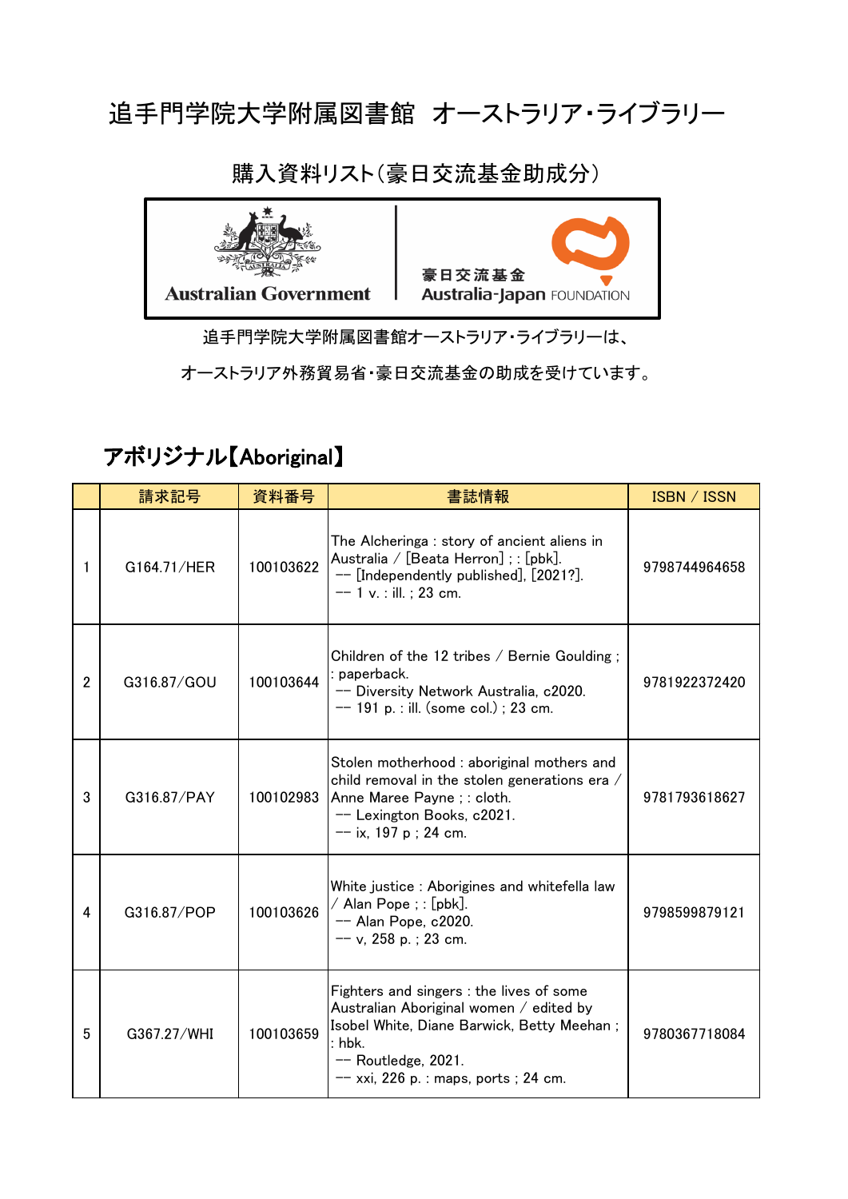# 追手門学院大学附属図書館 オーストラリア・ライブラリー

## 購入資料リスト(豪日交流基金助成分)

Australian Government

豪日交流基金
Australia-Japan FOUNDATION

追手門学院大学附属図書館オーストラリア・ライブラリーは、

オーストラリア外務貿易省・豪日交流基金の助成を受けています。

## アボリジナル【Aboriginal】

| | 請求記号 | 資料番号 | 書誌情報 | ISBN / ISSN |
|---|---|---|---|---|
| 1 | G164.71/HER | 100103622 | The Alcheringa : story of ancient aliens in Australia / [Beata Herron] ; : [pbk]. -- [Independently published], [2021?]. -- 1 v. : ill. ; 23 cm. | 9798744964658 |
| 2 | G316.87/GOU | 100103644 | Children of the 12 tribes / Bernie Goulding ; : paperback. -- Diversity Network Australia, c2020. -- 191 p. : ill. (some col.) ; 23 cm. | 9781922372420 |
| 3 | G316.87/PAY | 100102983 | Stolen motherhood : aboriginal mothers and child removal in the stolen generations era / Anne Maree Payne ; : cloth. -- Lexington Books, c2021. -- ix, 197 p ; 24 cm. | 9781793618627 |
| 4 | G316.87/POP | 100103626 | White justice : Aborigines and whitefella law / Alan Pope ; : [pbk]. -- Alan Pope, c2020. -- v, 258 p. ; 23 cm. | 9798599879121 |
| 5 | G367.27/WHI | 100103659 | Fighters and singers : the lives of some Australian Aboriginal women / edited by Isobel White, Diane Barwick, Betty Meehan ; : hbk. -- Routledge, 2021. -- xxi, 226 p. : maps, ports ; 24 cm. | 9780367718084 |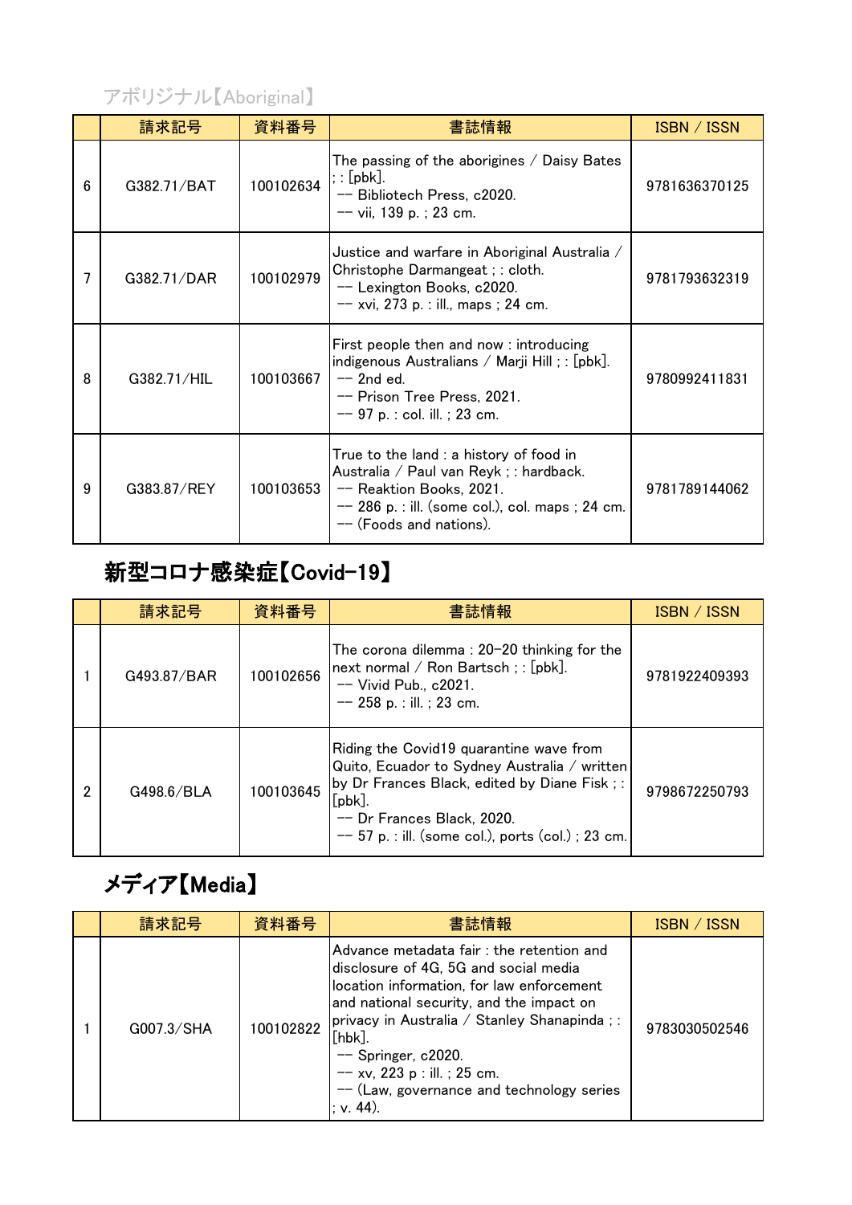## アボリジナル【Aboriginal】

| | 請求記号 | 資料番号 | 書誌情報 | ISBN / ISSN |
|---|---|---|---|---|
| 6 | G382.71/BAT | 100102634 | The passing of the aborigines / Daisy Bates ; : [pbk]. -- Bibliotech Press, c2020. -- vii, 139 p. ; 23 cm. | 9781636370125 |
| 7 | G382.71/DAR | 100102979 | Justice and warfare in Aboriginal Australia / Christophe Darmangeat ; : cloth. -- Lexington Books, c2020. -- xvi, 273 p. : ill., maps ; 24 cm. | 9781793632319 |
| 8 | G382.71/HIL | 100103667 | First people then and now : introducing indigenous Australians / Marji Hill ; : [pbk]. -- 2nd ed. -- Prison Tree Press, 2021. -- 97 p. : col. ill. ; 23 cm. | 9780992411831 |
| 9 | G383.87/REY | 100103653 | True to the land : a history of food in Australia / Paul van Reyk ; : hardback. -- Reaktion Books, 2021. -- 286 p. : ill. (some col.), col. maps ; 24 cm. -- (Foods and nations). | 9781789144062 |

## 新型コロナ感染症【Covid-19】

| | 請求記号 | 資料番号 | 書誌情報 | ISBN / ISSN |
|---|---|---|---|---|
| 1 | G493.87/BAR | 100102656 | The corona dilemma : 20-20 thinking for the next normal / Ron Bartsch ; : [pbk]. -- Vivid Pub., c2021. -- 258 p. : ill. ; 23 cm. | 9781922409393 |
| 2 | G498.6/BLA | 100103645 | Riding the Covid19 quarantine wave from Quito, Ecuador to Sydney Australia / written by Dr Frances Black, edited by Diane Fisk ; : [pbk]. -- Dr Frances Black, 2020. -- 57 p. : ill. (some col.), ports (col.) ; 23 cm. | 9798672250793 |

## メディア【Media】

| | 請求記号 | 資料番号 | 書誌情報 | ISBN / ISSN |
|---|---|---|---|---|
| 1 | G007.3/SHA | 100102822 | Advance metadata fair : the retention and disclosure of 4G, 5G and social media location information, for law enforcement and national security, and the impact on privacy in Australia / Stanley Shanapinda ; : [hbk]. -- Springer, c2020. -- xv, 223 p : ill. ; 25 cm. -- (Law, governance and technology series ; v. 44). | 9783030502546 |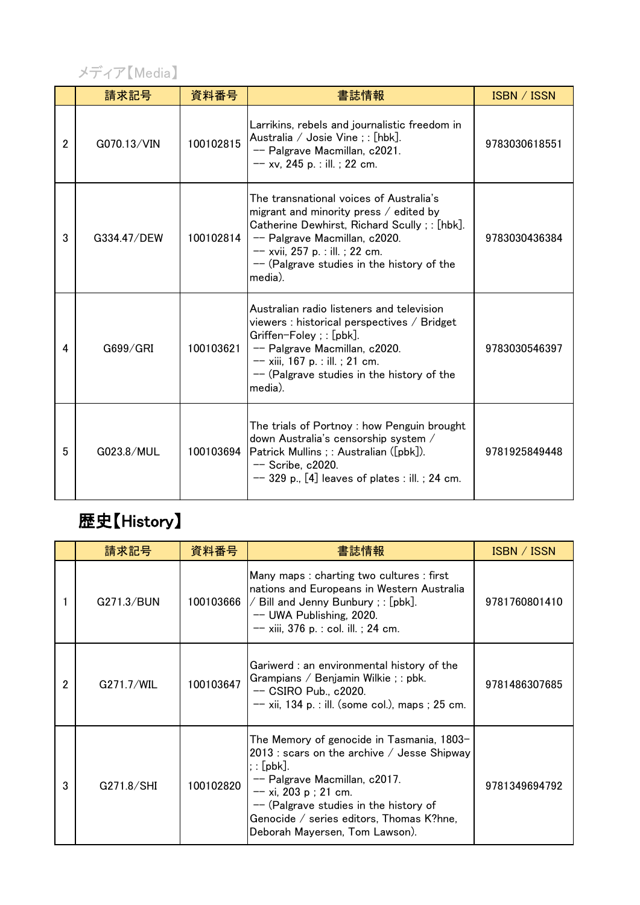## メディア【Media】

| | 請求記号 | 資料番号 | 書誌情報 | ISBN / ISSN |
|---|---|---|---|---|
| 2 | G070.13/VIN | 100102815 | Larrikins, rebels and journalistic freedom in Australia / Josie Vine ; : [hbk]. -- Palgrave Macmillan, c2021. -- xv, 245 p. : ill. ; 22 cm. | 9783030618551 |
| 3 | G334.47/DEW | 100102814 | The transnational voices of Australia's migrant and minority press / edited by Catherine Dewhirst, Richard Scully ; : [hbk]. -- Palgrave Macmillan, c2020. -- xvii, 257 p. : ill. ; 22 cm. -- (Palgrave studies in the history of the media). | 9783030436384 |
| 4 | G699/GRI | 100103621 | Australian radio listeners and television viewers : historical perspectives / Bridget Griffen-Foley ; : [pbk]. -- Palgrave Macmillan, c2020. -- xiii, 167 p. : ill. ; 21 cm. -- (Palgrave studies in the history of the media). | 9783030546397 |
| 5 | G023.8/MUL | 100103694 | The trials of Portnoy : how Penguin brought down Australia's censorship system / Patrick Mullins ; : Australian ([pbk]). -- Scribe, c2020. -- 329 p., [4] leaves of plates : ill. ; 24 cm. | 9781925849448 |

## 歴史【History】

| | 請求記号 | 資料番号 | 書誌情報 | ISBN / ISSN |
|---|---|---|---|---|
| 1 | G271.3/BUN | 100103666 | Many maps : charting two cultures : first nations and Europeans in Western Australia / Bill and Jenny Bunbury ; : [pbk]. -- UWA Publishing, 2020. -- xiii, 376 p. : col. ill. ; 24 cm. | 9781760801410 |
| 2 | G271.7/WIL | 100103647 | Gariwerd : an environmental history of the Grampians / Benjamin Wilkie ; : pbk. -- CSIRO Pub., c2020. -- xii, 134 p. : ill. (some col.), maps ; 25 cm. | 9781486307685 |
| 3 | G271.8/SHI | 100102820 | The Memory of genocide in Tasmania, 1803-2013 : scars on the archive / Jesse Shipway ; : [pbk]. -- Palgrave Macmillan, c2017. -- xi, 203 p ; 21 cm. -- (Palgrave studies in the history of Genocide / series editors, Thomas K?hne, Deborah Mayersen, Tom Lawson). | 9781349694792 |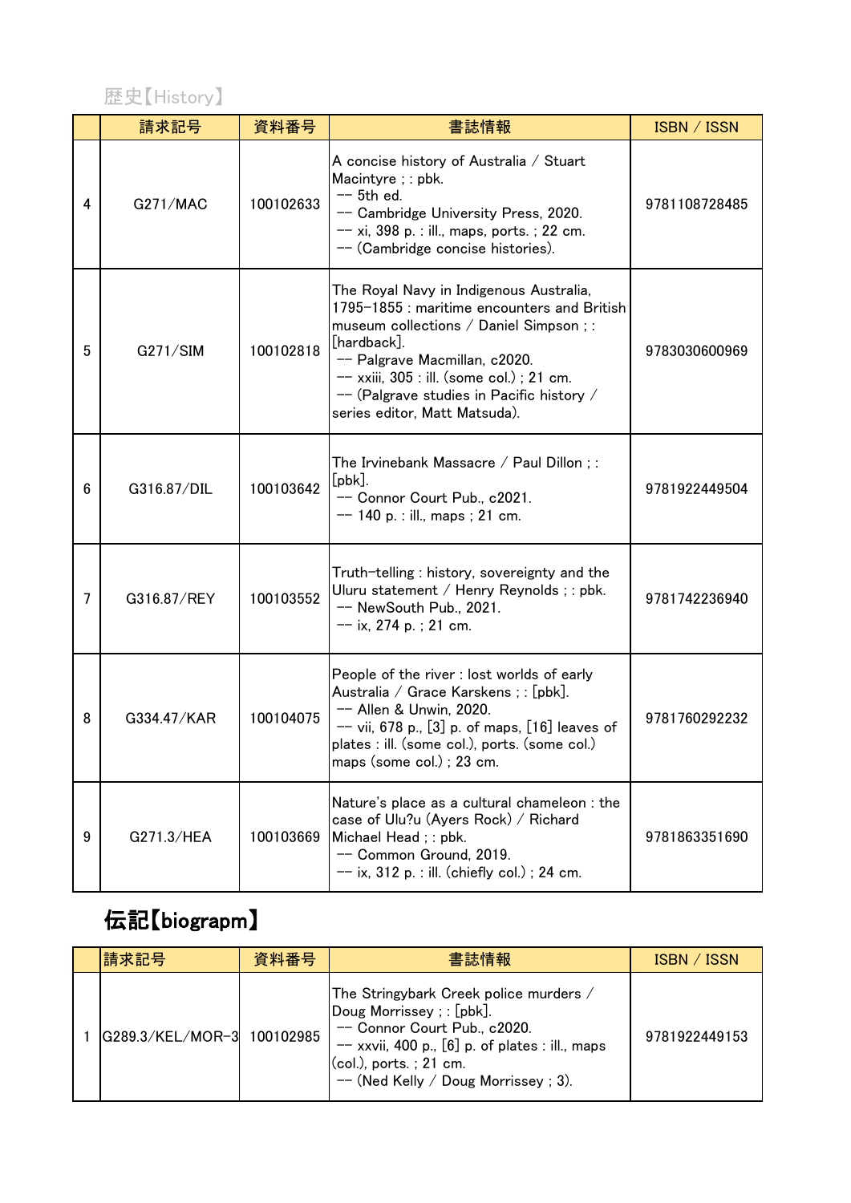## 歴史【History】

| | 請求記号 | 資料番号 | 書誌情報 | ISBN / ISSN |
|---|---|---|---|---|
| 4 | G271/MAC | 100102633 | A concise history of Australia / Stuart Macintyre ; : pbk.<br>-- 5th ed.<br>-- Cambridge University Press, 2020.<br>-- xi, 398 p. : ill., maps, ports. ; 22 cm.<br>-- (Cambridge concise histories). | 9781108728485 |
| 5 | G271/SIM | 100102818 | The Royal Navy in Indigenous Australia, 1795-1855 : maritime encounters and British museum collections / Daniel Simpson ; : [hardback].<br>-- Palgrave Macmillan, c2020.<br>-- xxiii, 305 : ill. (some col.) ; 21 cm.<br>-- (Palgrave studies in Pacific history / series editor, Matt Matsuda). | 9783030600969 |
| 6 | G316.87/DIL | 100103642 | The Irvinebank Massacre / Paul Dillon ; : [pbk].<br>-- Connor Court Pub., c2021.<br>-- 140 p. : ill., maps ; 21 cm. | 9781922449504 |
| 7 | G316.87/REY | 100103552 | Truth-telling : history, sovereignty and the Uluru statement / Henry Reynolds ; : pbk.<br>-- NewSouth Pub., 2021.<br>-- ix, 274 p. ; 21 cm. | 9781742236940 |
| 8 | G334.47/KAR | 100104075 | People of the river : lost worlds of early Australia / Grace Karskens ; : [pbk].<br>-- Allen & Unwin, 2020.<br>-- vii, 678 p., [3] p. of maps, [16] leaves of plates : ill. (some col.), ports. (some col.) maps (some col.) ; 23 cm. | 9781760292232 |
| 9 | G271.3/HEA | 100103669 | Nature's place as a cultural chameleon : the case of Ulu?u (Ayers Rock) / Richard Michael Head ; : pbk.<br>-- Common Ground, 2019.<br>-- ix, 312 p. : ill. (chiefly col.) ; 24 cm. | 9781863351690 |

## 伝記【biograpm】

| | 請求記号 | 資料番号 | 書誌情報 | ISBN / ISSN |
|---|---|---|---|---|
| 1 | G289.3/KEL/MOR-3 | 100102985 | The Stringybark Creek police murders / Doug Morrissey ; : [pbk].<br>-- Connor Court Pub., c2020.<br>-- xxvii, 400 p., [6] p. of plates : ill., maps (col.), ports. ; 21 cm.<br>-- (Ned Kelly / Doug Morrissey ; 3). | 9781922449153 |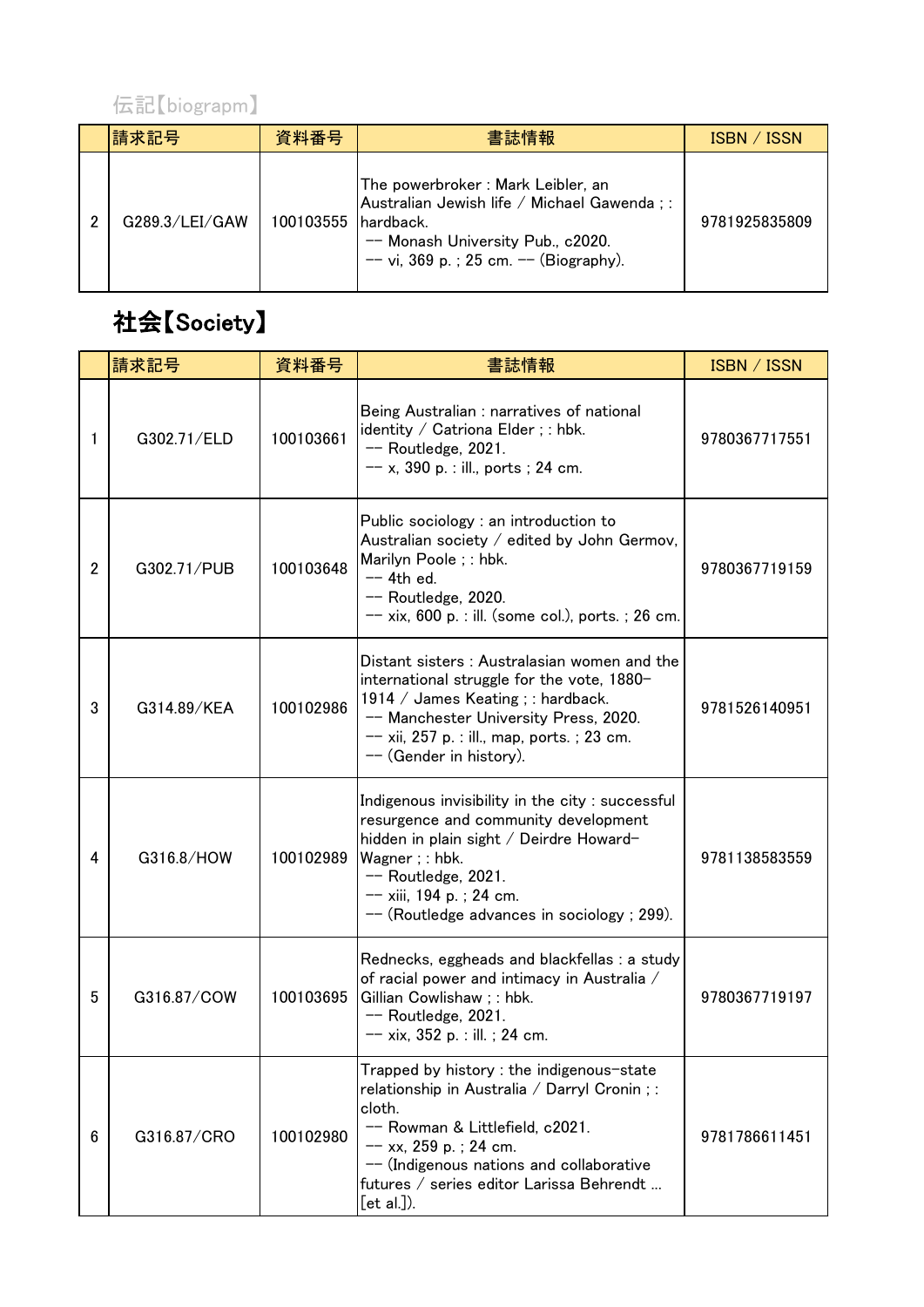伝記【biograpm】

| | 請求記号 | 資料番号 | 書誌情報 | ISBN / ISSN |
|---|---|---|---|---|
| 2 | G289.3/LEI/GAW | 100103555 | The powerbroker : Mark Leibler, an Australian Jewish life / Michael Gawenda ; : hardback.<br>-- Monash University Pub., c2020.<br>-- vi, 369 p. ; 25 cm. -- (Biography). | 9781925835809 |

## 社会【Society】

| | 請求記号 | 資料番号 | 書誌情報 | ISBN / ISSN |
|---|---|---|---|---|
| 1 | G302.71/ELD | 100103661 | Being Australian : narratives of national identity / Catriona Elder ; : hbk.<br>-- Routledge, 2021.<br>-- x, 390 p. : ill., ports ; 24 cm. | 9780367717551 |
| 2 | G302.71/PUB | 100103648 | Public sociology : an introduction to Australian society / edited by John Germov, Marilyn Poole ; : hbk.<br>-- 4th ed.<br>-- Routledge, 2020.<br>-- xix, 600 p. : ill. (some col.), ports. ; 26 cm. | 9780367719159 |
| 3 | G314.89/KEA | 100102986 | Distant sisters : Australasian women and the international struggle for the vote, 1880-1914 / James Keating ; : hardback.<br>-- Manchester University Press, 2020.<br>-- xii, 257 p. : ill., map, ports. ; 23 cm.<br>-- (Gender in history). | 9781526140951 |
| 4 | G316.8/HOW | 100102989 | Indigenous invisibility in the city : successful resurgence and community development hidden in plain sight / Deirdre Howard-Wagner ; : hbk.<br>-- Routledge, 2021.<br>-- xiii, 194 p. ; 24 cm.<br>-- (Routledge advances in sociology ; 299). | 9781138583559 |
| 5 | G316.87/COW | 100103695 | Rednecks, eggheads and blackfellas : a study of racial power and intimacy in Australia / Gillian Cowlishaw ; : hbk.<br>-- Routledge, 2021.<br>-- xix, 352 p. : ill. ; 24 cm. | 9780367719197 |
| 6 | G316.87/CRO | 100102980 | Trapped by history : the indigenous-state relationship in Australia / Darryl Cronin ; : cloth.<br>-- Rowman & Littlefield, c2021.<br>-- xx, 259 p. ; 24 cm.<br>-- (Indigenous nations and collaborative futures / series editor Larissa Behrendt ... [et al.]). | 9781786611451 |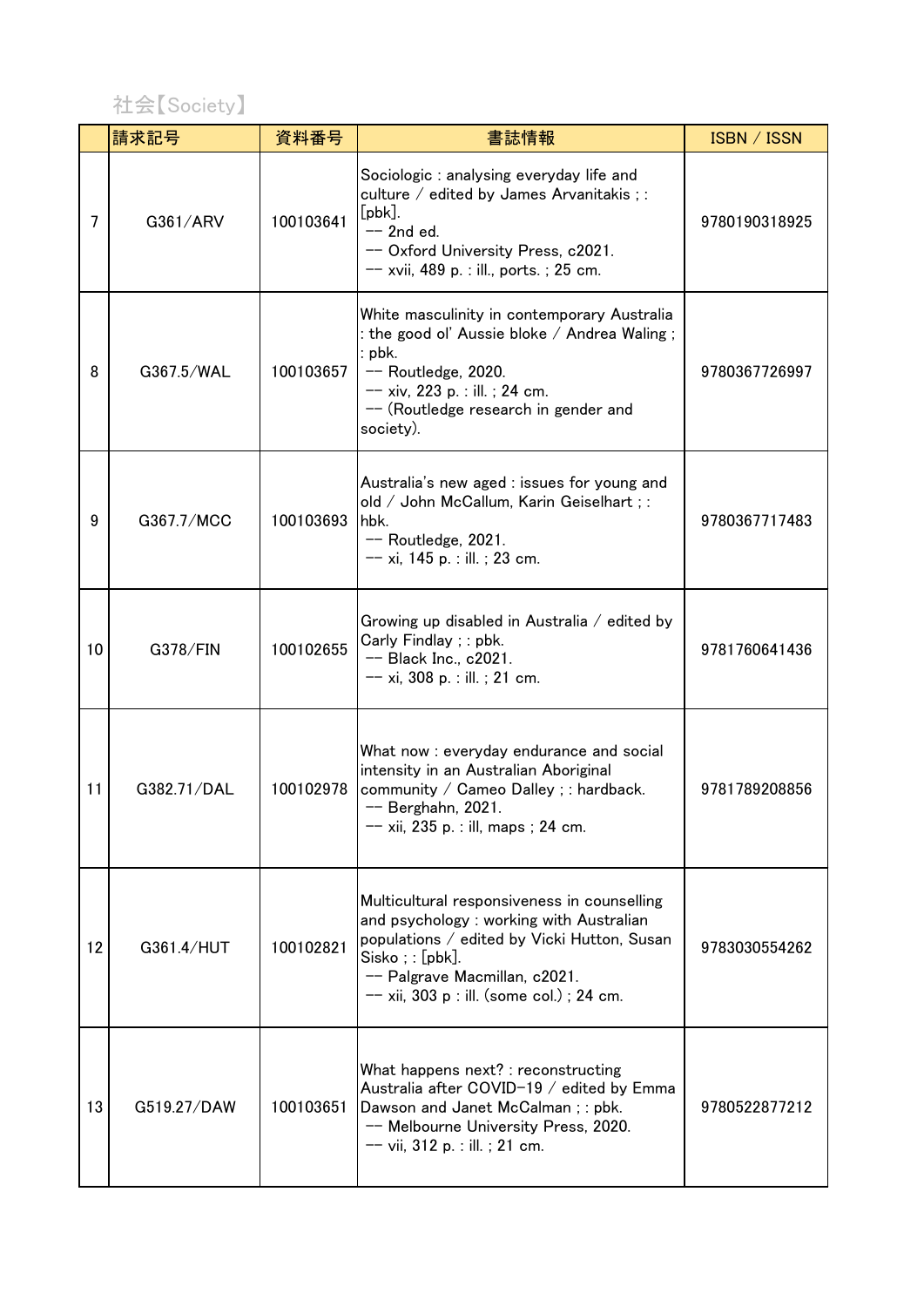社会【Society】

| | 請求記号 | 資料番号 | 書誌情報 | ISBN / ISSN |
|---|---|---|---|---|
| 7 | G361/ARV | 100103641 | Sociologic : analysing everyday life and culture / edited by James Arvanitakis ; : [pbk]. -- 2nd ed. -- Oxford University Press, c2021. -- xvii, 489 p. : ill., ports. ; 25 cm. | 9780190318925 |
| 8 | G367.5/WAL | 100103657 | White masculinity in contemporary Australia : the good ol' Aussie bloke / Andrea Waling ; : pbk. -- Routledge, 2020. -- xiv, 223 p. : ill. ; 24 cm. -- (Routledge research in gender and society). | 9780367726997 |
| 9 | G367.7/MCC | 100103693 | Australia's new aged : issues for young and old / John McCallum, Karin Geiselhart ; : hbk. -- Routledge, 2021. -- xi, 145 p. : ill. ; 23 cm. | 9780367717483 |
| 10 | G378/FIN | 100102655 | Growing up disabled in Australia / edited by Carly Findlay ; : pbk. -- Black Inc., c2021. -- xi, 308 p. : ill. ; 21 cm. | 9781760641436 |
| 11 | G382.71/DAL | 100102978 | What now : everyday endurance and social intensity in an Australian Aboriginal community / Cameo Dalley ; : hardback. -- Berghahn, 2021. -- xii, 235 p. : ill, maps ; 24 cm. | 9781789208856 |
| 12 | G361.4/HUT | 100102821 | Multicultural responsiveness in counselling and psychology : working with Australian populations / edited by Vicki Hutton, Susan Sisko ; : [pbk]. -- Palgrave Macmillan, c2021. -- xii, 303 p : ill. (some col.) ; 24 cm. | 9783030554262 |
| 13 | G519.27/DAW | 100103651 | What happens next? : reconstructing Australia after COVID-19 / edited by Emma Dawson and Janet McCalman ; : pbk. -- Melbourne University Press, 2020. -- vii, 312 p. : ill. ; 21 cm. | 9780522877212 |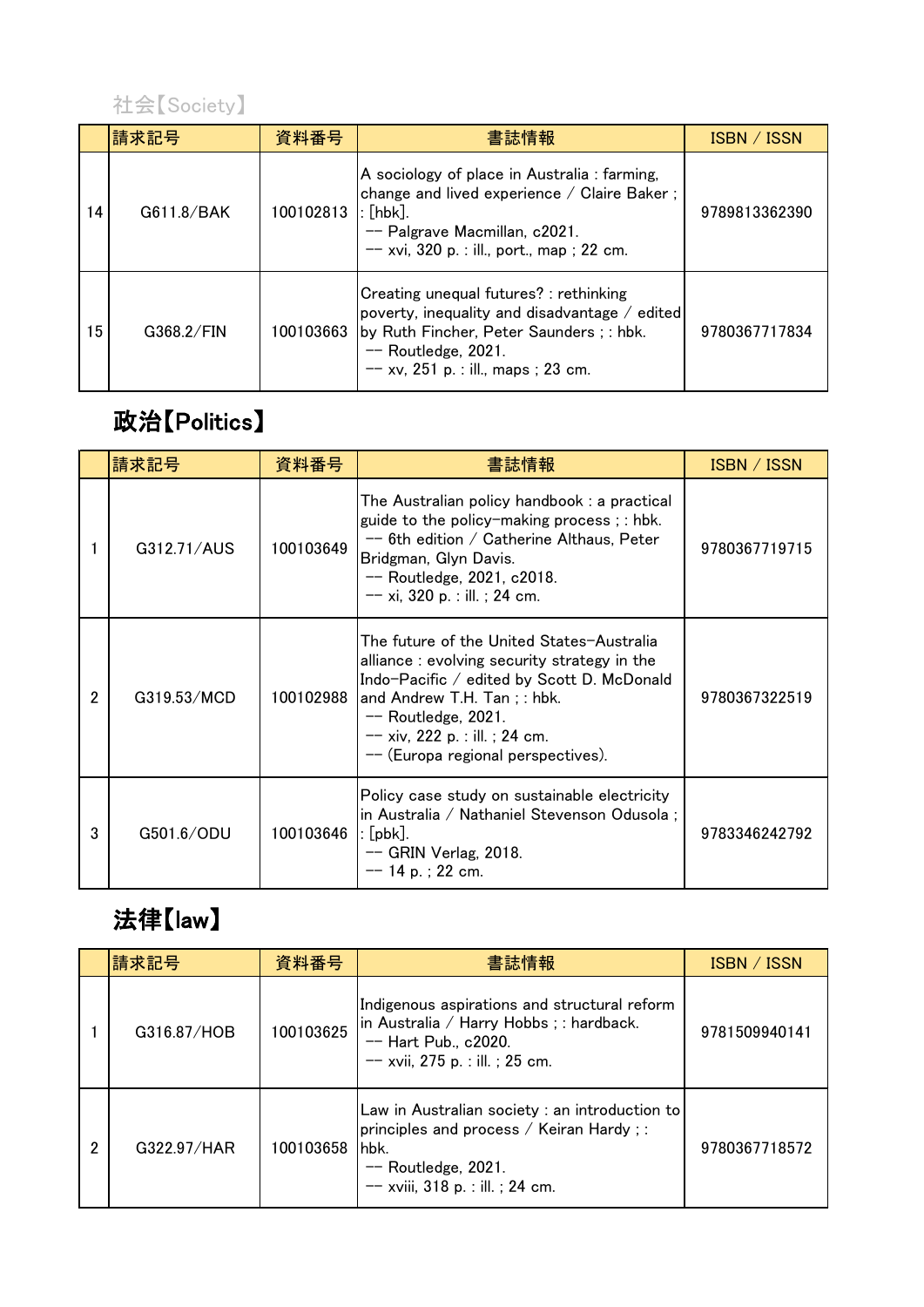## 社会【Society】

| | 請求記号 | 資料番号 | 書誌情報 | ISBN / ISSN |
|---|---|---|---|---|
| 14 | G611.8/BAK | 100102813 | A sociology of place in Australia : farming, change and lived experience / Claire Baker ; : [hbk]. -- Palgrave Macmillan, c2021. -- xvi, 320 p. : ill., port., map ; 22 cm. | 9789813362390 |
| 15 | G368.2/FIN | 100103663 | Creating unequal futures? : rethinking poverty, inequality and disadvantage / edited by Ruth Fincher, Peter Saunders ; : hbk. -- Routledge, 2021. -- xv, 251 p. : ill., maps ; 23 cm. | 9780367717834 |

## 政治【Politics】

| | 請求記号 | 資料番号 | 書誌情報 | ISBN / ISSN |
|---|---|---|---|---|
| 1 | G312.71/AUS | 100103649 | The Australian policy handbook : a practical guide to the policy-making process ; : hbk. -- 6th edition / Catherine Althaus, Peter Bridgman, Glyn Davis. -- Routledge, 2021, c2018. -- xi, 320 p. : ill. ; 24 cm. | 9780367719715 |
| 2 | G319.53/MCD | 100102988 | The future of the United States-Australia alliance : evolving security strategy in the Indo-Pacific / edited by Scott D. McDonald and Andrew T.H. Tan ; : hbk. -- Routledge, 2021. -- xiv, 222 p. : ill. ; 24 cm. -- (Europa regional perspectives). | 9780367322519 |
| 3 | G501.6/ODU | 100103646 | Policy case study on sustainable electricity in Australia / Nathaniel Stevenson Odusola ; : [pbk]. -- GRIN Verlag, 2018. -- 14 p. ; 22 cm. | 9783346242792 |

## 法律【law】

| | 請求記号 | 資料番号 | 書誌情報 | ISBN / ISSN |
|---|---|---|---|---|
| 1 | G316.87/HOB | 100103625 | Indigenous aspirations and structural reform in Australia / Harry Hobbs ; : hardback. -- Hart Pub., c2020. -- xvii, 275 p. : ill. ; 25 cm. | 9781509940141 |
| 2 | G322.97/HAR | 100103658 | Law in Australian society : an introduction to principles and process / Keiran Hardy ; : hbk. -- Routledge, 2021. -- xviii, 318 p. : ill. ; 24 cm. | 9780367718572 |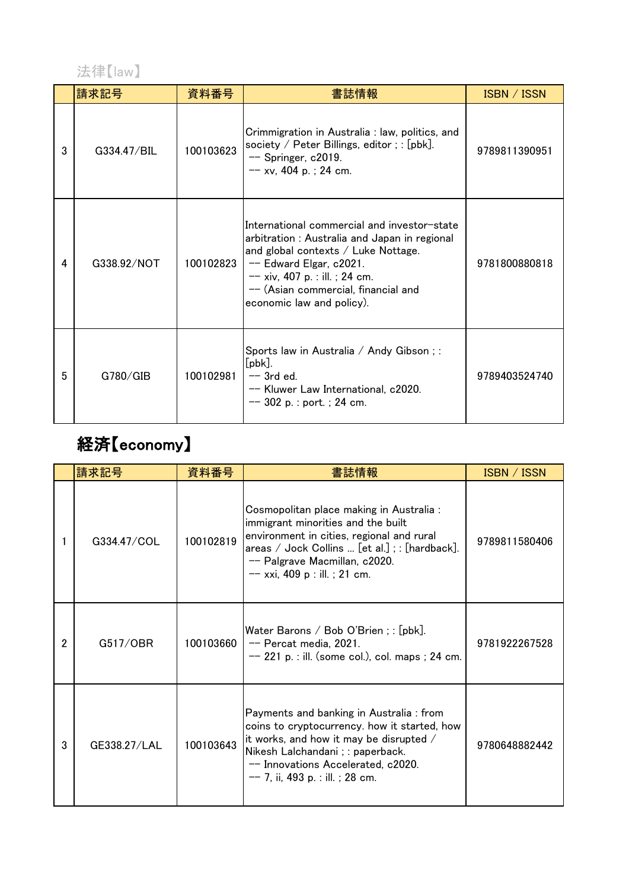## 法律【law】

| | 請求記号 | 資料番号 | 書誌情報 | ISBN / ISSN |
|---|---|---|---|---|
| 3 | G334.47/BIL | 100103623 | Crimmigration in Australia : law, politics, and society / Peter Billings, editor ; : [pbk]. -- Springer, c2019. -- xv, 404 p. ; 24 cm. | 9789811390951 |
| 4 | G338.92/NOT | 100102823 | International commercial and investor-state arbitration : Australia and Japan in regional and global contexts / Luke Nottage. -- Edward Elgar, c2021. -- xiv, 407 p. : ill. ; 24 cm. -- (Asian commercial, financial and economic law and policy). | 9781800880818 |
| 5 | G780/GIB | 100102981 | Sports law in Australia / Andy Gibson ; : [pbk]. -- 3rd ed. -- Kluwer Law International, c2020. -- 302 p. : port. ; 24 cm. | 9789403524740 |

## 経済【economy】

| | 請求記号 | 資料番号 | 書誌情報 | ISBN / ISSN |
|---|---|---|---|---|
| 1 | G334.47/COL | 100102819 | Cosmopolitan place making in Australia : immigrant minorities and the built environment in cities, regional and rural areas / Jock Collins ... [et al.] ; : [hardback]. -- Palgrave Macmillan, c2020. -- xxi, 409 p : ill. ; 21 cm. | 9789811580406 |
| 2 | G517/OBR | 100103660 | Water Barons / Bob O'Brien ; : [pbk]. -- Percat media, 2021. -- 221 p. : ill. (some col.), col. maps ; 24 cm. | 9781922267528 |
| 3 | GE338.27/LAL | 100103643 | Payments and banking in Australia : from coins to cryptocurrency. how it started, how it works, and how it may be disrupted / Nikesh Lalchandani ; : paperback. -- Innovations Accelerated, c2020. -- 7, ii, 493 p. : ill. ; 28 cm. | 9780648882442 |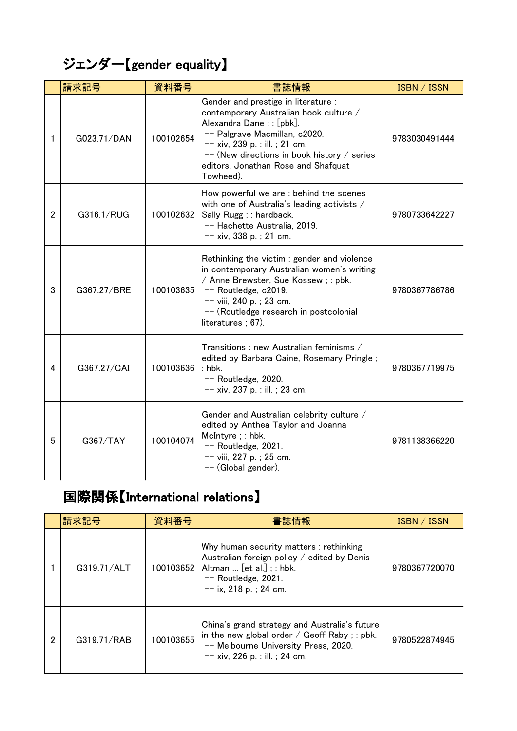## ジェンダー【gender equality】

| | 請求記号 | 資料番号 | 書誌情報 | ISBN / ISSN |
|---|---|---|---|---|
| 1 | G023.71/DAN | 100102654 | Gender and prestige in literature : contemporary Australian book culture / Alexandra Dane ; : [pbk]. -- Palgrave Macmillan, c2020. -- xiv, 239 p. : ill. ; 21 cm. -- (New directions in book history / series editors, Jonathan Rose and Shafquat Towheed). | 9783030491444 |
| 2 | G316.1/RUG | 100102632 | How powerful we are : behind the scenes with one of Australia's leading activists / Sally Rugg ; : hardback. -- Hachette Australia, 2019. -- xiv, 338 p. ; 21 cm. | 9780733642227 |
| 3 | G367.27/BRE | 100103635 | Rethinking the victim : gender and violence in contemporary Australian women's writing / Anne Brewster, Sue Kossew ; : pbk. -- Routledge, c2019. -- viii, 240 p. ; 23 cm. -- (Routledge research in postcolonial literatures ; 67). | 9780367786786 |
| 4 | G367.27/CAI | 100103636 | Transitions : new Australian feminisms / edited by Barbara Caine, Rosemary Pringle ; : hbk. -- Routledge, 2020. -- xiv, 237 p. : ill. ; 23 cm. | 9780367719975 |
| 5 | G367/TAY | 100104074 | Gender and Australian celebrity culture / edited by Anthea Taylor and Joanna McIntyre ; : hbk. -- Routledge, 2021. -- viii, 227 p. ; 25 cm. -- (Global gender). | 9781138366220 |

## 国際関係【International relations】

| | 請求記号 | 資料番号 | 書誌情報 | ISBN / ISSN |
|---|---|---|---|---|
| 1 | G319.71/ALT | 100103652 | Why human security matters : rethinking Australian foreign policy / edited by Denis Altman ... [et al.] ; : hbk. -- Routledge, 2021. -- ix, 218 p. ; 24 cm. | 9780367720070 |
| 2 | G319.71/RAB | 100103655 | China's grand strategy and Australia's future in the new global order / Geoff Raby ; : pbk. -- Melbourne University Press, 2020. -- xiv, 226 p. : ill. ; 24 cm. | 9780522874945 |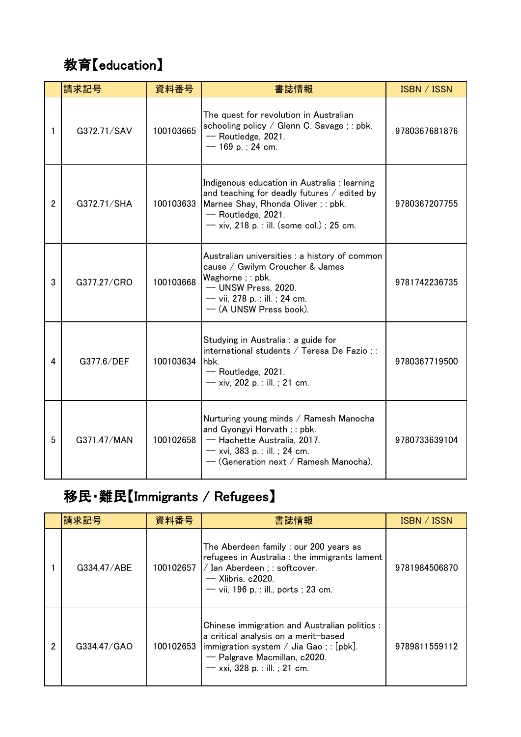## 教育【education】

| | 請求記号 | 資料番号 | 書誌情報 | ISBN / ISSN |
|---|---|---|---|---|
| 1 | G372.71/SAV | 100103665 | The quest for revolution in Australian schooling policy / Glenn C. Savage ; : pbk. -- Routledge, 2021. -- 169 p. ; 24 cm. | 9780367681876 |
| 2 | G372.71/SHA | 100103633 | Indigenous education in Australia : learning and teaching for deadly futures / edited by Marnee Shay, Rhonda Oliver ; : pbk. -- Routledge, 2021. -- xiv, 218 p. : ill. (some col.) ; 25 cm. | 9780367207755 |
| 3 | G377.27/CRO | 100103668 | Australian universities : a history of common cause / Gwilym Croucher & James Waghorne ; : pbk. -- UNSW Press, 2020. -- vii, 278 p. : ill. ; 24 cm. -- (A UNSW Press book). | 9781742236735 |
| 4 | G377.6/DEF | 100103634 | Studying in Australia : a guide for international students / Teresa De Fazio ; : hbk. -- Routledge, 2021. -- xiv, 202 p. : ill. ; 21 cm. | 9780367719500 |
| 5 | G371.47/MAN | 100102658 | Nurturing young minds / Ramesh Manocha and Gyongyi Horvath ; : pbk. -- Hachette Australia, 2017. -- xvi, 383 p. : ill. ; 24 cm. -- (Generation next / Ramesh Manocha). | 9780733639104 |

## 移民・難民【Immigrants / Refugees】

| | 請求記号 | 資料番号 | 書誌情報 | ISBN / ISSN |
|---|---|---|---|---|
| 1 | G334.47/ABE | 100102657 | The Aberdeen family : our 200 years as refugees in Australia : the immigrants lament / Ian Aberdeen ; : softcover. -- Xlibris, c2020. -- vii, 196 p. : ill., ports ; 23 cm. | 9781984506870 |
| 2 | G334.47/GAO | 100102653 | Chinese immigration and Australian politics : a critical analysis on a merit-based immigration system / Jia Gao ; : [pbk]. -- Palgrave Macmillan, c2020. -- xxi, 328 p. : ill. ; 21 cm. | 9789811559112 |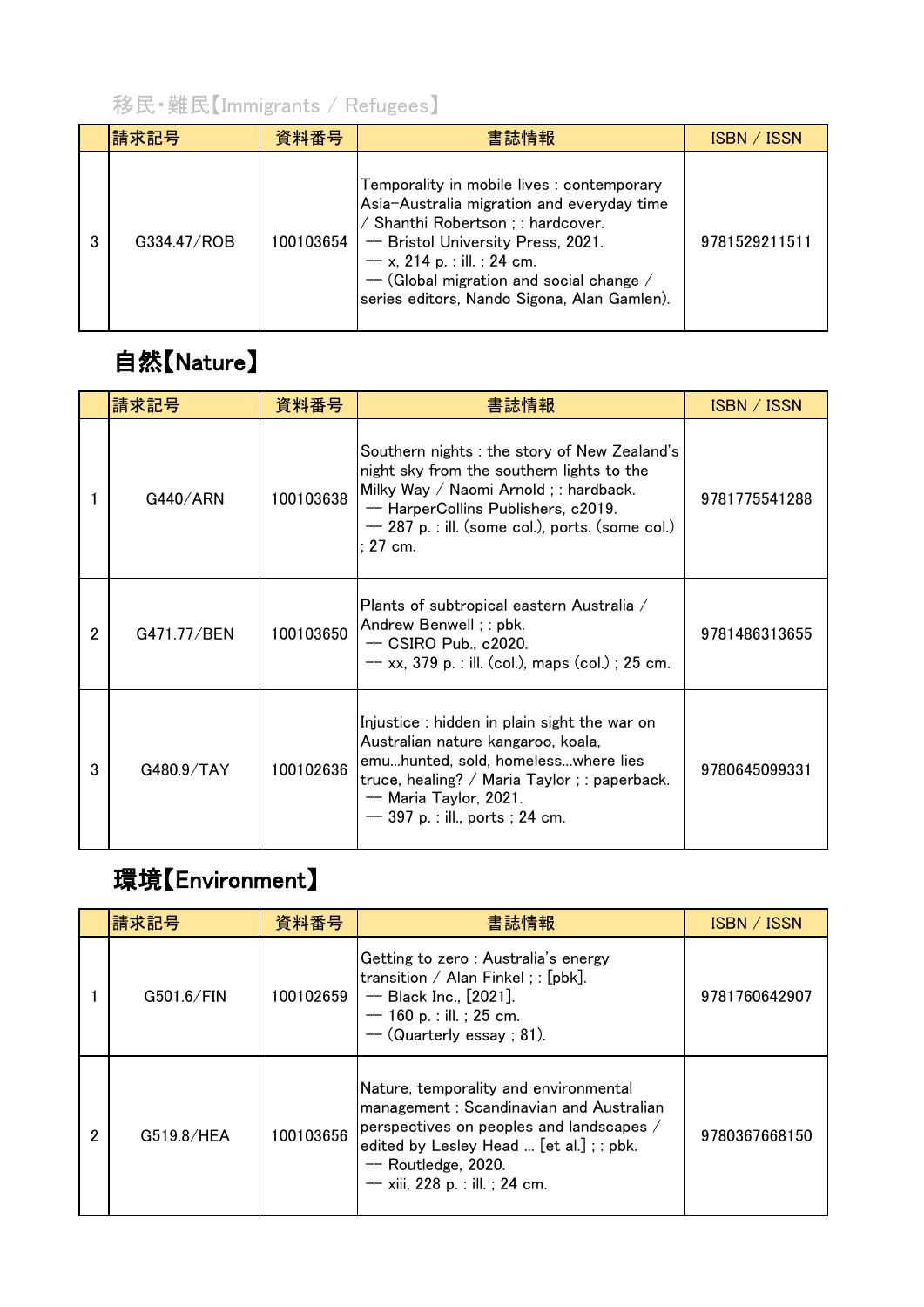### 移民･難民【Immigrants / Refugees】

| | 請求記号 | 資料番号 | 書誌情報 | ISBN / ISSN |
|---|---|---|---|---|
| 3 | G334.47/ROB | 100103654 | Temporality in mobile lives : contemporary Asia–Australia migration and everyday time / Shanthi Robertson ; : hardcover. -- Bristol University Press, 2021. -- x, 214 p. : ill. ; 24 cm. -- (Global migration and social change / series editors, Nando Sigona, Alan Gamlen). | 9781529211511 |

## 自然【Nature】

| | 請求記号 | 資料番号 | 書誌情報 | ISBN / ISSN |
|---|---|---|---|---|
| 1 | G440/ARN | 100103638 | Southern nights : the story of New Zealand's night sky from the southern lights to the Milky Way / Naomi Arnold ; : hardback. -- HarperCollins Publishers, c2019. -- 287 p. : ill. (some col.), ports. (some col.) ; 27 cm. | 9781775541288 |
| 2 | G471.77/BEN | 100103650 | Plants of subtropical eastern Australia / Andrew Benwell ; : pbk. -- CSIRO Pub., c2020. -- xx, 379 p. : ill. (col.), maps (col.) ; 25 cm. | 9781486313655 |
| 3 | G480.9/TAY | 100102636 | Injustice : hidden in plain sight the war on Australian nature kangaroo, koala, emu...hunted, sold, homeless...where lies truce, healing? / Maria Taylor ; : paperback. -- Maria Taylor, 2021. -- 397 p. : ill., ports ; 24 cm. | 9780645099331 |

## 環境【Environment】

| | 請求記号 | 資料番号 | 書誌情報 | ISBN / ISSN |
|---|---|---|---|---|
| 1 | G501.6/FIN | 100102659 | Getting to zero : Australia's energy transition / Alan Finkel ; : [pbk]. -- Black Inc., [2021]. -- 160 p. : ill. ; 25 cm. -- (Quarterly essay ; 81). | 9781760642907 |
| 2 | G519.8/HEA | 100103656 | Nature, temporality and environmental management : Scandinavian and Australian perspectives on peoples and landscapes / edited by Lesley Head ... [et al.] ; : pbk. -- Routledge, 2020. -- xiii, 228 p. : ill. ; 24 cm. | 9780367668150 |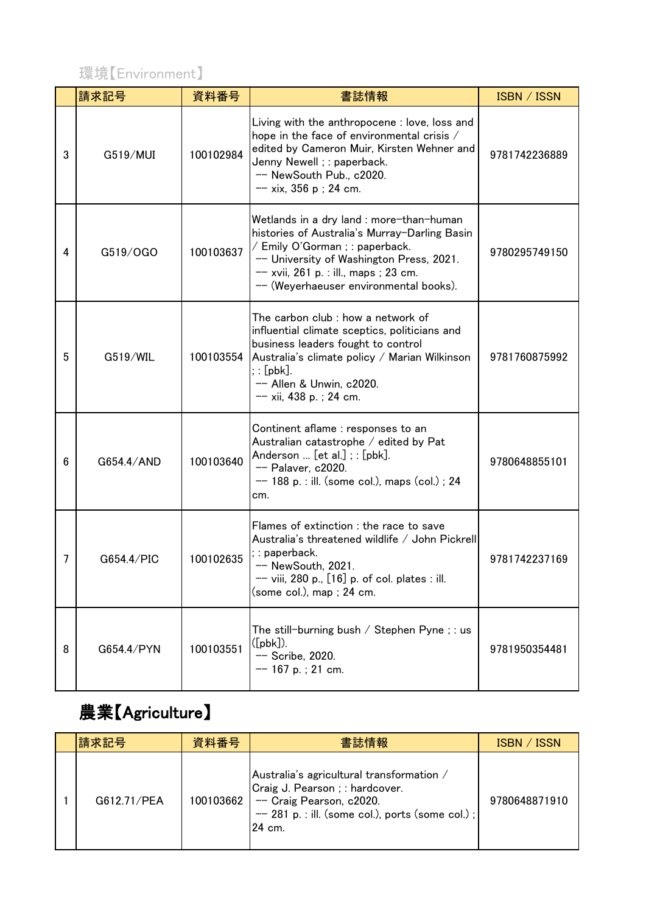## 環境【Environment】

| | 請求記号 | 資料番号 | 書誌情報 | ISBN / ISSN |
|---|---|---|---|---|
| 3 | G519/MUI | 100102984 | Living with the anthropocene : love, loss and hope in the face of environmental crisis / edited by Cameron Muir, Kirsten Wehner and Jenny Newell ; : paperback. -- NewSouth Pub., c2020. -- xix, 356 p ; 24 cm. | 9781742236889 |
| 4 | G519/OGO | 100103637 | Wetlands in a dry land : more-than-human histories of Australia's Murray-Darling Basin / Emily O'Gorman ; : paperback. -- University of Washington Press, 2021. -- xvii, 261 p. : ill., maps ; 23 cm. -- (Weyerhaeuser environmental books). | 9780295749150 |
| 5 | G519/WIL | 100103554 | The carbon club : how a network of influential climate sceptics, politicians and business leaders fought to control Australia's climate policy / Marian Wilkinson ; : [pbk]. -- Allen & Unwin, c2020. -- xii, 438 p. ; 24 cm. | 9781760875992 |
| 6 | G654.4/AND | 100103640 | Continent aflame : responses to an Australian catastrophe / edited by Pat Anderson ... [et al.] ; : [pbk]. -- Palaver, c2020. -- 188 p. : ill. (some col.), maps (col.) ; 24 cm. | 9780648855101 |
| 7 | G654.4/PIC | 100102635 | Flames of extinction : the race to save Australia's threatened wildlife / John Pickrell ; : paperback. -- NewSouth, 2021. -- viii, 280 p., [16] p. of col. plates : ill. (some col.), map ; 24 cm. | 9781742237169 |
| 8 | G654.4/PYN | 100103551 | The still-burning bush / Stephen Pyne ; : us ([pbk]). -- Scribe, 2020. -- 167 p. ; 21 cm. | 9781950354481 |

## 農業【Agriculture】

| | 請求記号 | 資料番号 | 書誌情報 | ISBN / ISSN |
|---|---|---|---|---|
| 1 | G612.71/PEA | 100103662 | Australia's agricultural transformation / Craig J. Pearson ; : hardcover. -- Craig Pearson, c2020. -- 281 p. : ill. (some col.), ports (some col.) ; 24 cm. | 9780648871910 |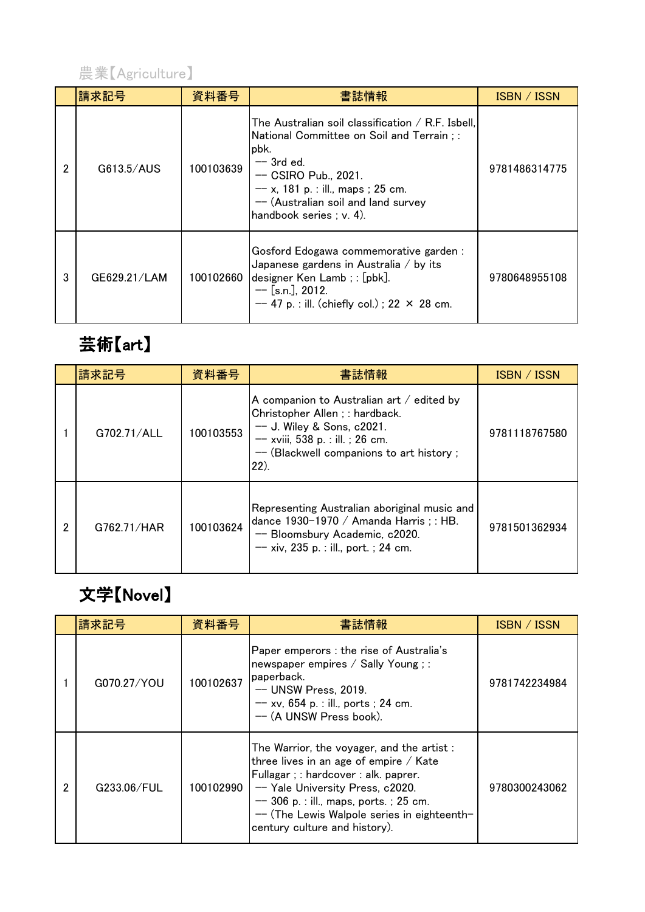## 農業【Agriculture】

| | 請求記号 | 資料番号 | 書誌情報 | ISBN / ISSN |
|---|---|---|---|---|
| 2 | G613.5/AUS | 100103639 | The Australian soil classification / R.F. Isbell, National Committee on Soil and Terrain ; : pbk.<br>-- 3rd ed.<br>-- CSIRO Pub., 2021.<br>-- x, 181 p. : ill., maps ; 25 cm.<br>-- (Australian soil and land survey handbook series ; v. 4). | 9781486314775 |
| 3 | GE629.21/LAM | 100102660 | Gosford Edogawa commemorative garden : Japanese gardens in Australia / by its designer Ken Lamb ; : [pbk].<br>-- [s.n.], 2012.<br>-- 47 p. : ill. (chiefly col.) ; 22 × 28 cm. | 9780648955108 |

## 芸術【art】

| | 請求記号 | 資料番号 | 書誌情報 | ISBN / ISSN |
|---|---|---|---|---|
| 1 | G702.71/ALL | 100103553 | A companion to Australian art / edited by Christopher Allen ; : hardback.<br>-- J. Wiley & Sons, c2021.<br>-- xviii, 538 p. : ill. ; 26 cm.<br>-- (Blackwell companions to art history ; 22). | 9781118767580 |
| 2 | G762.71/HAR | 100103624 | Representing Australian aboriginal music and dance 1930-1970 / Amanda Harris ; : HB.<br>-- Bloomsbury Academic, c2020.<br>-- xiv, 235 p. : ill., port. ; 24 cm. | 9781501362934 |

## 文学【Novel】

| | 請求記号 | 資料番号 | 書誌情報 | ISBN / ISSN |
|---|---|---|---|---|
| 1 | G070.27/YOU | 100102637 | Paper emperors : the rise of Australia's newspaper empires / Sally Young ; : paperback.<br>-- UNSW Press, 2019.<br>-- xv, 654 p. : ill., ports ; 24 cm.<br>-- (A UNSW Press book). | 9781742234984 |
| 2 | G233.06/FUL | 100102990 | The Warrior, the voyager, and the artist : three lives in an age of empire / Kate Fullagar ; : hardcover : alk. paprer.<br>-- Yale University Press, c2020.<br>-- 306 p. : ill., maps, ports. ; 25 cm.<br>-- (The Lewis Walpole series in eighteenth-century culture and history). | 9780300243062 |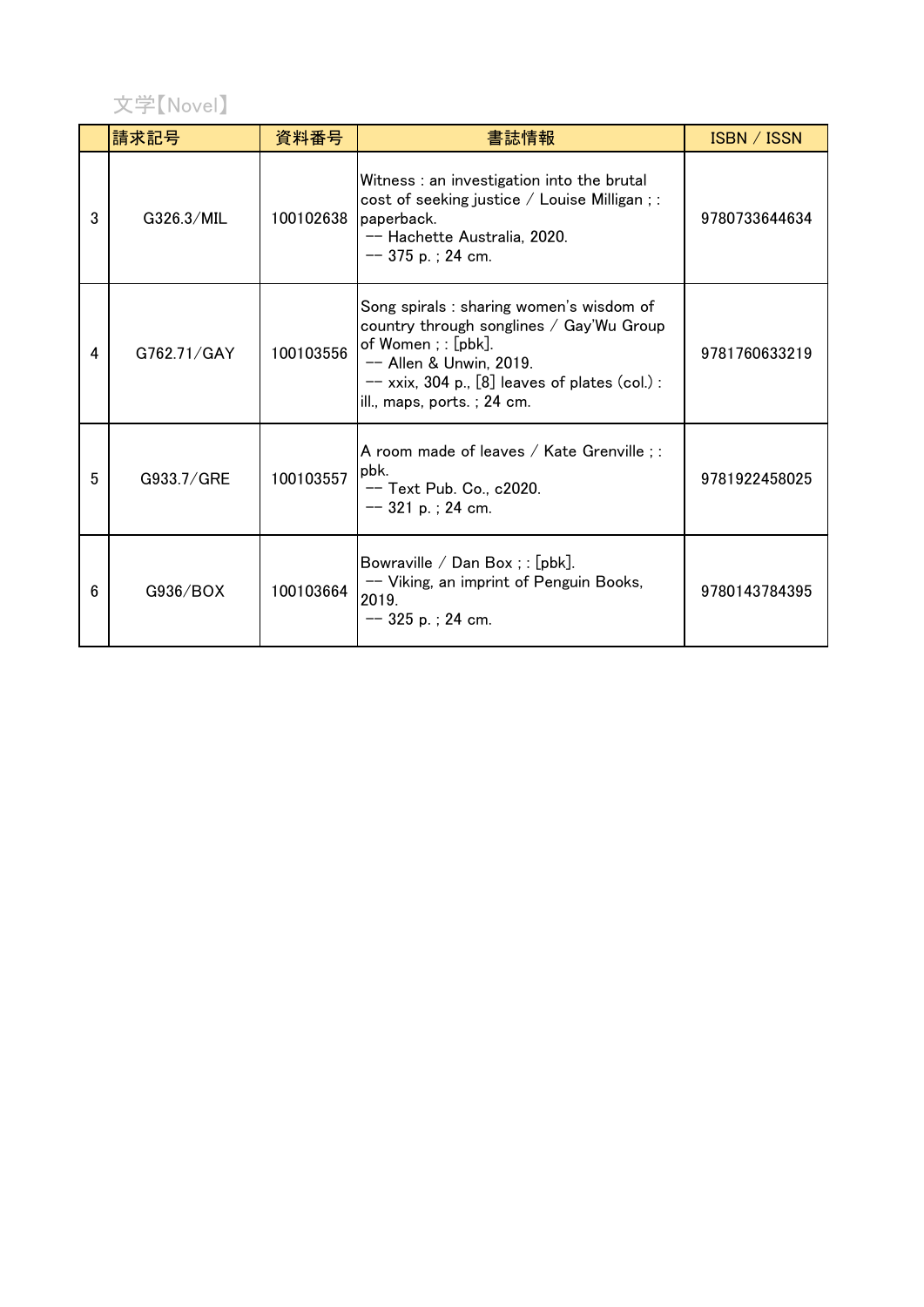文学【Novel】

| | 請求記号 | 資料番号 | 書誌情報 | ISBN / ISSN |
|---|---|---|---|---|
| 3 | G326.3/MIL | 100102638 | Witness : an investigation into the brutal cost of seeking justice / Louise Milligan ; : paperback. -- Hachette Australia, 2020. -- 375 p. ; 24 cm. | 9780733644634 |
| 4 | G762.71/GAY | 100103556 | Song spirals : sharing women's wisdom of country through songlines / Gay'Wu Group of Women ; : [pbk]. -- Allen & Unwin, 2019. -- xxix, 304 p., [8] leaves of plates (col.) : ill., maps, ports. ; 24 cm. | 9781760633219 |
| 5 | G933.7/GRE | 100103557 | A room made of leaves / Kate Grenville ; : pbk. -- Text Pub. Co., c2020. -- 321 p. ; 24 cm. | 9781922458025 |
| 6 | G936/BOX | 100103664 | Bowraville / Dan Box ; : [pbk]. -- Viking, an imprint of Penguin Books, 2019. -- 325 p. ; 24 cm. | 9780143784395 |